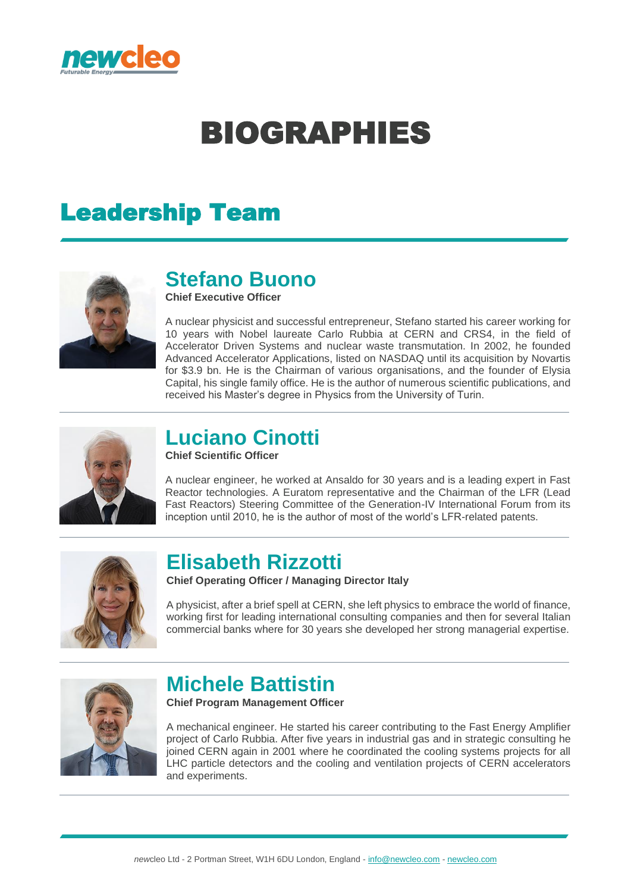# BIOGRAPHIES

## Leadership Team

### Stefano Buono

**Chief Executive Officer**

A nuclear physicist and successful entrepreneur, Stefano started his career working for 10 years with Nobel laureate Carlo Rubbia at CERN and CRS4, in the field of Accelerator Driven Systems and nuclear waste transmutation. In 2002, he founded Advanced Accelerator Applications, listed on NASDAQ until its acquisition by Novartis for $3.9 bn. He is the Chairman of various organisations, and the founder of Elysia Capital, his single family office. He is the author of numerous scientific publications, and received his Master's degree in Physics from the University of Turin.

### Luciano Cinotti

**Chief Scientific Officer**

A nuclear engineer, he worked at Ansaldo for 30 years and is a leading expert in Fast Reactor technologies. A Euratom representative and the Chairman of the LFR (Lead Fast Reactors) Steering Committee of the Generation-IV International Forum from its inception until 2010, he is the author of most of the world's LFR-related patents.

### Elisabeth Rizzotti

**Chief Operating Officer / Managing Director Italy**

A physicist, after a brief spell at CERN, she left physics to embrace the world of finance, working first for leading international consulting companies and then for several Italian commercial banks where for 30 years she developed her strong managerial expertise.

### Michele Battistin

**Chief Program Management Officer**

A mechanical engineer. He started his career contributing to the Fast Energy Amplifier project of Carlo Rubbia. After five years in industrial gas and in strategic consulting he joined CERN again in 2001 where he coordinated the cooling systems projects for all LHC particle detectors and the cooling and ventilation projects of CERN accelerators and experiments.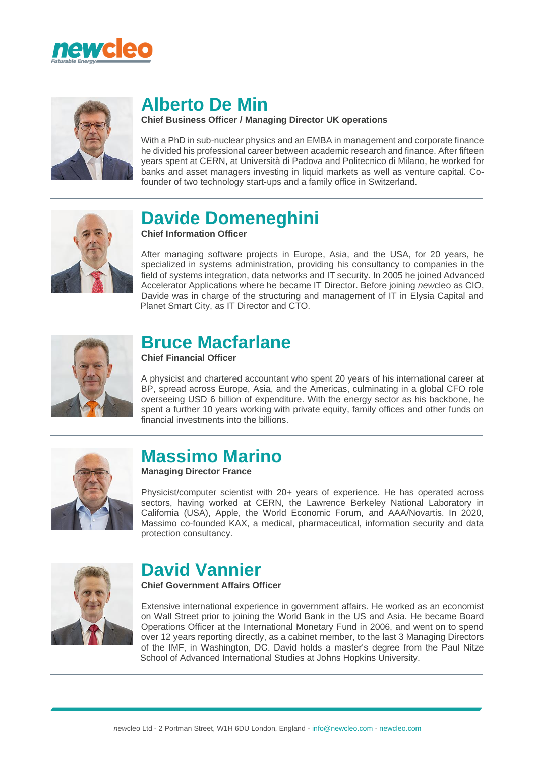## Alberto De Min

**Chief Business Officer / Managing Director UK operations**

With a PhD in sub-nuclear physics and an EMBA in management and corporate finance he divided his professional career between academic research and finance. After fifteen years spent at CERN, at Università di Padova and Politecnico di Milano, he worked for banks and asset managers investing in liquid markets as well as venture capital. Co-founder of two technology start-ups and a family office in Switzerland.

---

## Davide Domeneghini

**Chief Information Officer**

After managing software projects in Europe, Asia, and the USA, for 20 years, he specialized in systems administration, providing his consultancy to companies in the field of systems integration, data networks and IT security. In 2005 he joined Advanced Accelerator Applications where he became IT Director. Before joining *new*cleo as CIO, Davide was in charge of the structuring and management of IT in Elysia Capital and Planet Smart City, as IT Director and CTO.

---

## Bruce Macfarlane

**Chief Financial Officer**

A physicist and chartered accountant who spent 20 years of his international career at BP, spread across Europe, Asia, and the Americas, culminating in a global CFO role overseeing USD 6 billion of expenditure. With the energy sector as his backbone, he spent a further 10 years working with private equity, family offices and other funds on financial investments into the billions.

---

## Massimo Marino

**Managing Director France**

Physicist/computer scientist with 20+ years of experience. He has operated across sectors, having worked at CERN, the Lawrence Berkeley National Laboratory in California (USA), Apple, the World Economic Forum, and AAA/Novartis. In 2020, Massimo co-founded KAX, a medical, pharmaceutical, information security and data protection consultancy.

---

## David Vannier

**Chief Government Affairs Officer**

Extensive international experience in government affairs. He worked as an economist on Wall Street prior to joining the World Bank in the US and Asia. He became Board Operations Officer at the International Monetary Fund in 2006, and went on to spend over 12 years reporting directly, as a cabinet member, to the last 3 Managing Directors of the IMF, in Washington, DC. David holds a master's degree from the Paul Nitze School of Advanced International Studies at Johns Hopkins University.

---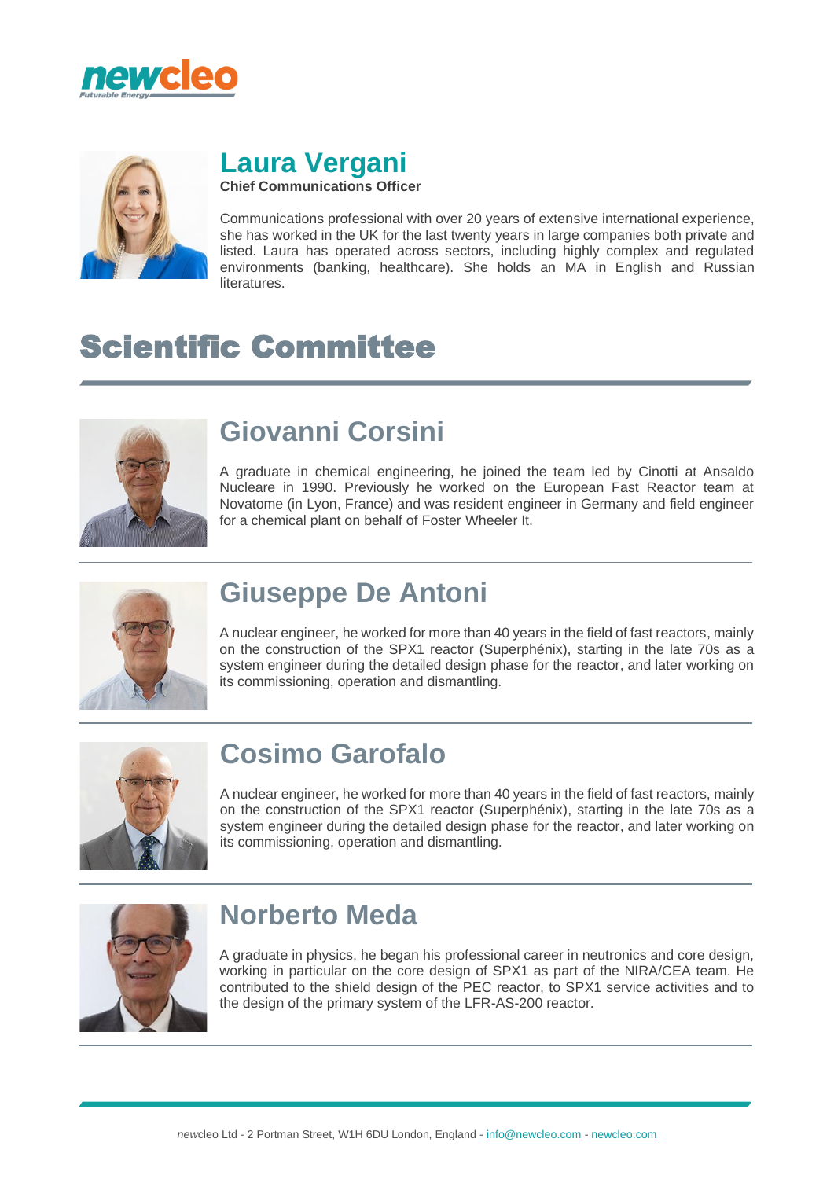## Laura Vergani

**Chief Communications Officer**

Communications professional with over 20 years of extensive international experience, she has worked in the UK for the last twenty years in large companies both private and listed. Laura has operated across sectors, including highly complex and regulated environments (banking, healthcare). She holds an MA in English and Russian literatures.

# Scientific Committee

## Giovanni Corsini

A graduate in chemical engineering, he joined the team led by Cinotti at Ansaldo Nucleare in 1990. Previously he worked on the European Fast Reactor team at Novatome (in Lyon, France) and was resident engineer in Germany and field engineer for a chemical plant on behalf of Foster Wheeler It.

## Giuseppe De Antoni

A nuclear engineer, he worked for more than 40 years in the field of fast reactors, mainly on the construction of the SPX1 reactor (Superphénix), starting in the late 70s as a system engineer during the detailed design phase for the reactor, and later working on its commissioning, operation and dismantling.

## Cosimo Garofalo

A nuclear engineer, he worked for more than 40 years in the field of fast reactors, mainly on the construction of the SPX1 reactor (Superphénix), starting in the late 70s as a system engineer during the detailed design phase for the reactor, and later working on its commissioning, operation and dismantling.

## Norberto Meda

A graduate in physics, he began his professional career in neutronics and core design, working in particular on the core design of SPX1 as part of the NIRA/CEA team. He contributed to the shield design of the PEC reactor, to SPX1 service activities and to the design of the primary system of the LFR-AS-200 reactor.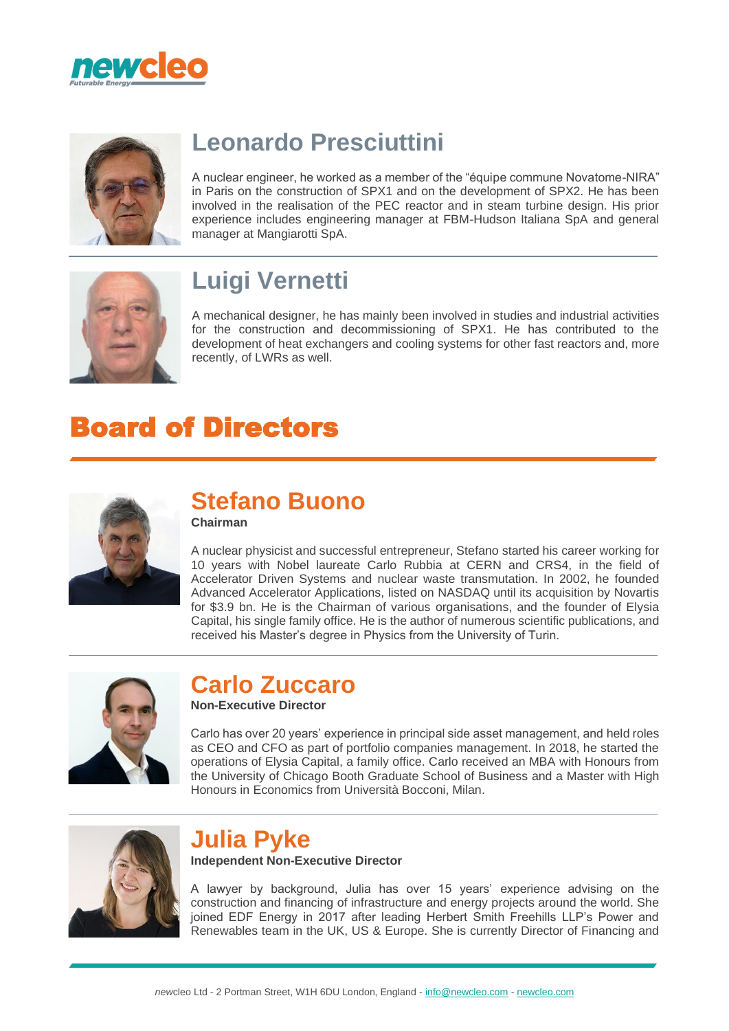### Leonardo Presciuttini

A nuclear engineer, he worked as a member of the “équipe commune Novatome-NIRA” in Paris on the construction of SPX1 and on the development of SPX2. He has been involved in the realisation of the PEC reactor and in steam turbine design. His prior experience includes engineering manager at FBM-Hudson Italiana SpA and general manager at Mangiarotti SpA.

### Luigi Vernetti

A mechanical designer, he has mainly been involved in studies and industrial activities for the construction and decommissioning of SPX1. He has contributed to the development of heat exchangers and cooling systems for other fast reactors and, more recently, of LWRs as well.

## Board of Directors

### Stefano Buono

**Chairman**

A nuclear physicist and successful entrepreneur, Stefano started his career working for 10 years with Nobel laureate Carlo Rubbia at CERN and CRS4, in the field of Accelerator Driven Systems and nuclear waste transmutation. In 2002, he founded Advanced Accelerator Applications, listed on NASDAQ until its acquisition by Novartis for $3.9 bn. He is the Chairman of various organisations, and the founder of Elysia Capital, his single family office. He is the author of numerous scientific publications, and received his Master’s degree in Physics from the University of Turin.

### Carlo Zuccaro

**Non-Executive Director**

Carlo has over 20 years’ experience in principal side asset management, and held roles as CEO and CFO as part of portfolio companies management. In 2018, he started the operations of Elysia Capital, a family office. Carlo received an MBA with Honours from the University of Chicago Booth Graduate School of Business and a Master with High Honours in Economics from Università Bocconi, Milan.

### Julia Pyke

**Independent Non-Executive Director**

A lawyer by background, Julia has over 15 years’ experience advising on the construction and financing of infrastructure and energy projects around the world. She joined EDF Energy in 2017 after leading Herbert Smith Freehills LLP’s Power and Renewables team in the UK, US & Europe. She is currently Director of Financing and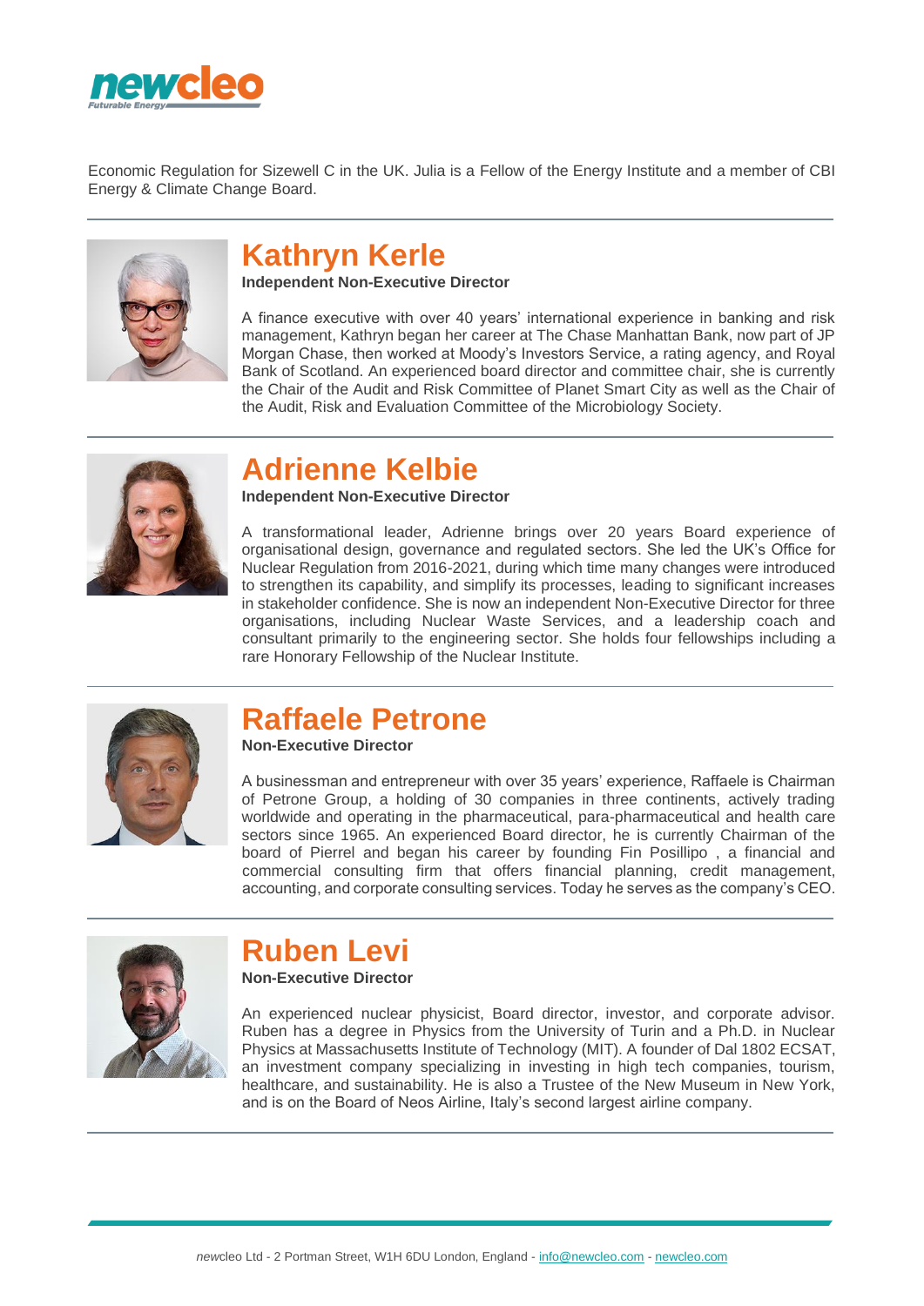Economic Regulation for Sizewell C in the UK. Julia is a Fellow of the Energy Institute and a member of CBI Energy & Climate Change Board.

---

## Kathryn Kerle

**Independent Non-Executive Director**

A finance executive with over 40 years' international experience in banking and risk management, Kathryn began her career at The Chase Manhattan Bank, now part of JP Morgan Chase, then worked at Moody's Investors Service, a rating agency, and Royal Bank of Scotland. An experienced board director and committee chair, she is currently the Chair of the Audit and Risk Committee of Planet Smart City as well as the Chair of the Audit, Risk and Evaluation Committee of the Microbiology Society.

---

## Adrienne Kelbie

**Independent Non-Executive Director**

A transformational leader, Adrienne brings over 20 years Board experience of organisational design, governance and regulated sectors. She led the UK's Office for Nuclear Regulation from 2016-2021, during which time many changes were introduced to strengthen its capability, and simplify its processes, leading to significant increases in stakeholder confidence. She is now an independent Non-Executive Director for three organisations, including Nuclear Waste Services, and a leadership coach and consultant primarily to the engineering sector. She holds four fellowships including a rare Honorary Fellowship of the Nuclear Institute.

---

## Raffaele Petrone

**Non-Executive Director**

A businessman and entrepreneur with over 35 years' experience, Raffaele is Chairman of Petrone Group, a holding of 30 companies in three continents, actively trading worldwide and operating in the pharmaceutical, para-pharmaceutical and health care sectors since 1965. An experienced Board director, he is currently Chairman of the board of Pierrel and began his career by founding Fin Posillipo , a financial and commercial consulting firm that offers financial planning, credit management, accounting, and corporate consulting services. Today he serves as the company's CEO.

---

## Ruben Levi

**Non-Executive Director**

An experienced nuclear physicist, Board director, investor, and corporate advisor. Ruben has a degree in Physics from the University of Turin and a Ph.D. in Nuclear Physics at Massachusetts Institute of Technology (MIT). A founder of Dal 1802 ECSAT, an investment company specializing in investing in high tech companies, tourism, healthcare, and sustainability. He is also a Trustee of the New Museum in New York, and is on the Board of Neos Airline, Italy's second largest airline company.